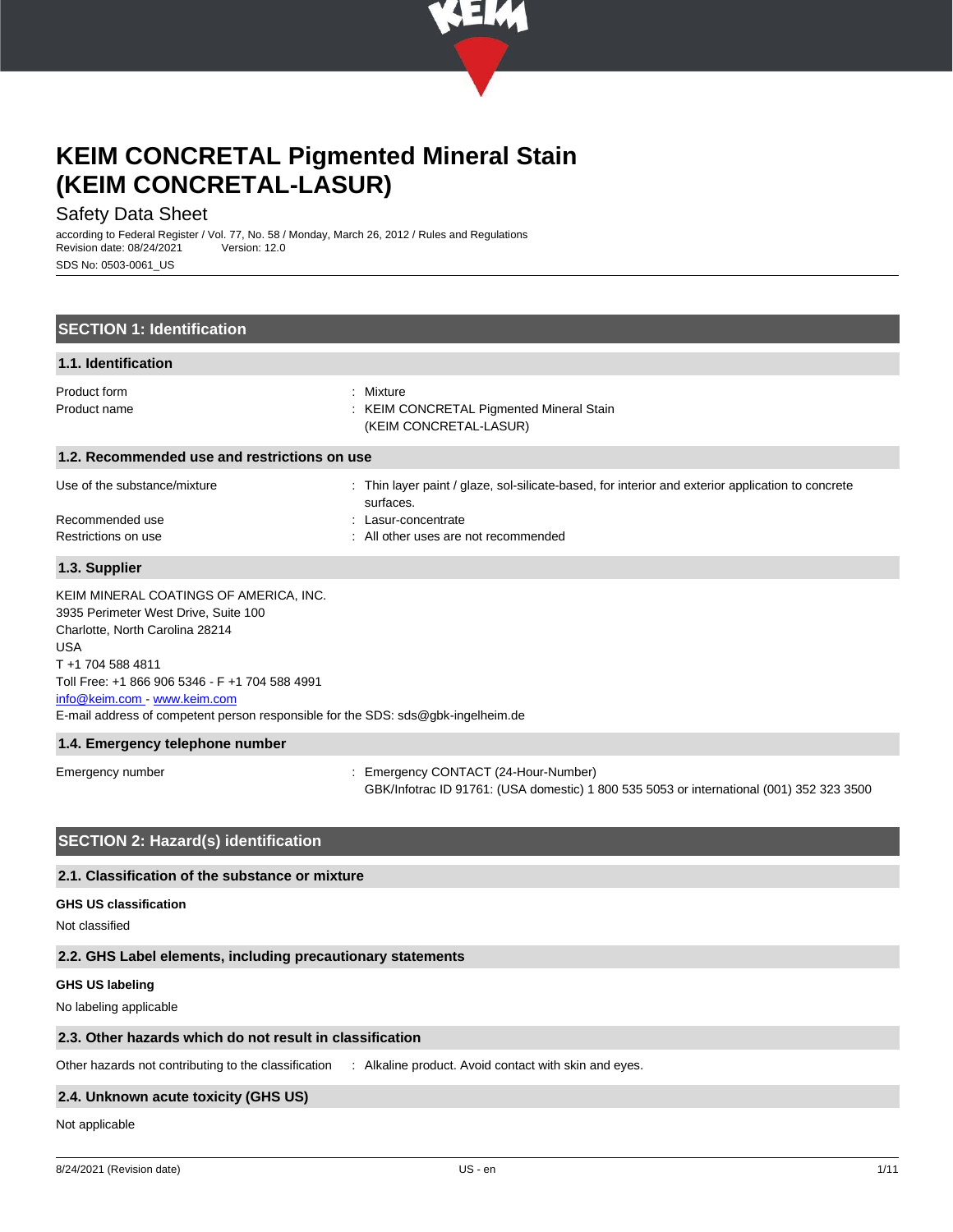# KEIM CONCRETAL Pigmented Mineral Stain (KEIM CONCRETAL-LASUR)

Safety Data Sheet

according to Federal Register / Vol. 77, No. 58 / Monday, March 26, 2012 / Rules and Regulations
Revision date: 08/24/2021 Version: 12.0
SDS No: 0503-0061_US

## SECTION 1: Identification

### 1.1. Identification

| | |
|---|---|
| Product form | : Mixture |
| Product name | : KEIM CONCRETAL Pigmented Mineral Stain (KEIM CONCRETAL-LASUR) |

### 1.2. Recommended use and restrictions on use

| | |
|---|---|
| Use of the substance/mixture | : Thin layer paint / glaze, sol-silicate-based, for interior and exterior application to concrete surfaces. |
| Recommended use | : Lasur-concentrate |
| Restrictions on use | : All other uses are not recommended |

### 1.3. Supplier

KEIM MINERAL COATINGS OF AMERICA, INC.
3935 Perimeter West Drive, Suite 100
Charlotte, North Carolina 28214
USA
T +1 704 588 4811
Toll Free: +1 866 906 5346 - F +1 704 588 4991
info@keim.com - www.keim.com
E-mail address of competent person responsible for the SDS: sds@gbk-ingelheim.de

### 1.4. Emergency telephone number

| | |
|---|---|
| Emergency number | : Emergency CONTACT (24-Hour-Number) GBK/Infotrac ID 91761: (USA domestic) 1 800 535 5053 or international (001) 352 323 3500 |

## SECTION 2: Hazard(s) identification

### 2.1. Classification of the substance or mixture

**GHS US classification**

Not classified

### 2.2. GHS Label elements, including precautionary statements

**GHS US labeling**

No labeling applicable

### 2.3. Other hazards which do not result in classification

| | |
|---|---|
| Other hazards not contributing to the classification | : Alkaline product. Avoid contact with skin and eyes. |

### 2.4. Unknown acute toxicity (GHS US)

Not applicable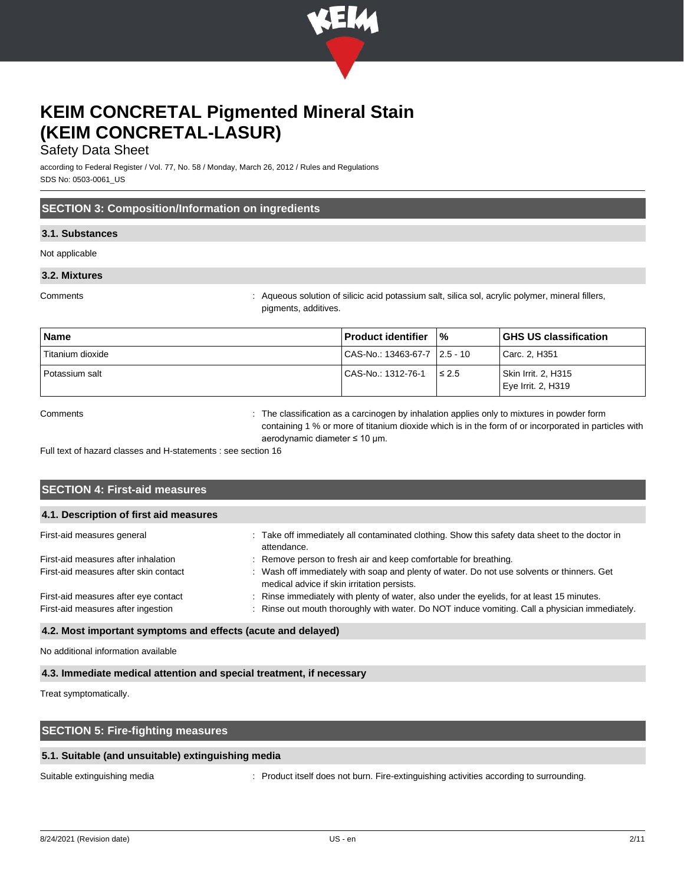# KEIM CONCRETAL Pigmented Mineral Stain (KEIM CONCRETAL-LASUR)

Safety Data Sheet

according to Federal Register / Vol. 77, No. 58 / Monday, March 26, 2012 / Rules and Regulations
SDS No: 0503-0061_US

## SECTION 3: Composition/Information on ingredients

### 3.1. Substances

Not applicable

### 3.2. Mixtures

Comments : Aqueous solution of silicic acid potassium salt, silica sol, acrylic polymer, mineral fillers, pigments, additives.

| Name | Product identifier | % | GHS US classification |
|---|---|---|---|
| Titanium dioxide | CAS-No.: 13463-67-7 | 2.5 - 10 | Carc. 2, H351 |
| Potassium salt | CAS-No.: 1312-76-1 | ≤ 2.5 | Skin Irrit. 2, H315<br>Eye Irrit. 2, H319 |

Comments : The classification as a carcinogen by inhalation applies only to mixtures in powder form containing 1 % or more of titanium dioxide which is in the form of or incorporated in particles with aerodynamic diameter ≤ 10 μm.

Full text of hazard classes and H-statements : see section 16

## SECTION 4: First-aid measures

### 4.1. Description of first aid measures

First-aid measures general : Take off immediately all contaminated clothing. Show this safety data sheet to the doctor in attendance.

First-aid measures after inhalation : Remove person to fresh air and keep comfortable for breathing.

First-aid measures after skin contact : Wash off immediately with soap and plenty of water. Do not use solvents or thinners. Get medical advice if skin irritation persists.

First-aid measures after eye contact : Rinse immediately with plenty of water, also under the eyelids, for at least 15 minutes.

First-aid measures after ingestion : Rinse out mouth thoroughly with water. Do NOT induce vomiting. Call a physician immediately.

### 4.2. Most important symptoms and effects (acute and delayed)

No additional information available

### 4.3. Immediate medical attention and special treatment, if necessary

Treat symptomatically.

## SECTION 5: Fire-fighting measures

### 5.1. Suitable (and unsuitable) extinguishing media

Suitable extinguishing media : Product itself does not burn. Fire-extinguishing activities according to surrounding.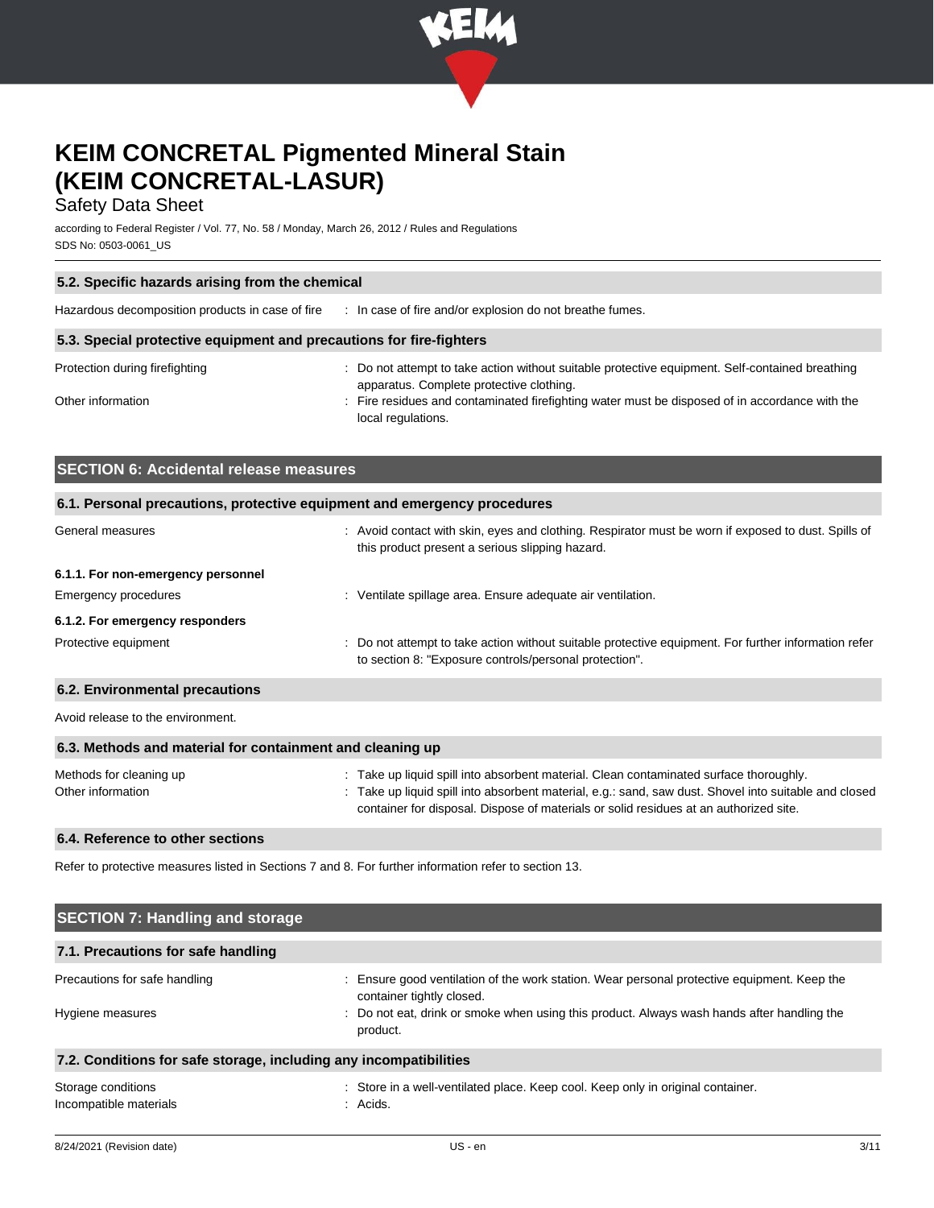### 5.2. Specific hazards arising from the chemical

| | |
|---|---|
| Hazardous decomposition products in case of fire | : In case of fire and/or explosion do not breathe fumes. |

### 5.3. Special protective equipment and precautions for fire-fighters

| | |
|---|---|
| Protection during firefighting | : Do not attempt to take action without suitable protective equipment. Self-contained breathing apparatus. Complete protective clothing. |
| Other information | : Fire residues and contaminated firefighting water must be disposed of in accordance with the local regulations. |

## SECTION 6: Accidental release measures

### 6.1. Personal precautions, protective equipment and emergency procedures

| | |
|---|---|
| General measures | : Avoid contact with skin, eyes and clothing. Respirator must be worn if exposed to dust. Spills of this product present a serious slipping hazard. |

**6.1.1. For non-emergency personnel**

| | |
|---|---|
| Emergency procedures | : Ventilate spillage area. Ensure adequate air ventilation. |

**6.1.2. For emergency responders**

| | |
|---|---|
| Protective equipment | : Do not attempt to take action without suitable protective equipment. For further information refer to section 8: "Exposure controls/personal protection". |

### 6.2. Environmental precautions

Avoid release to the environment.

### 6.3. Methods and material for containment and cleaning up

| | |
|---|---|
| Methods for cleaning up | : Take up liquid spill into absorbent material. Clean contaminated surface thoroughly. |
| Other information | : Take up liquid spill into absorbent material, e.g.: sand, saw dust. Shovel into suitable and closed container for disposal. Dispose of materials or solid residues at an authorized site. |

### 6.4. Reference to other sections

Refer to protective measures listed in Sections 7 and 8. For further information refer to section 13.

## SECTION 7: Handling and storage

### 7.1. Precautions for safe handling

| | |
|---|---|
| Precautions for safe handling | : Ensure good ventilation of the work station. Wear personal protective equipment. Keep the container tightly closed. |
| Hygiene measures | : Do not eat, drink or smoke when using this product. Always wash hands after handling the product. |

### 7.2. Conditions for safe storage, including any incompatibilities

| | |
|---|---|
| Storage conditions | : Store in a well-ventilated place. Keep cool. Keep only in original container. |
| Incompatible materials | : Acids. |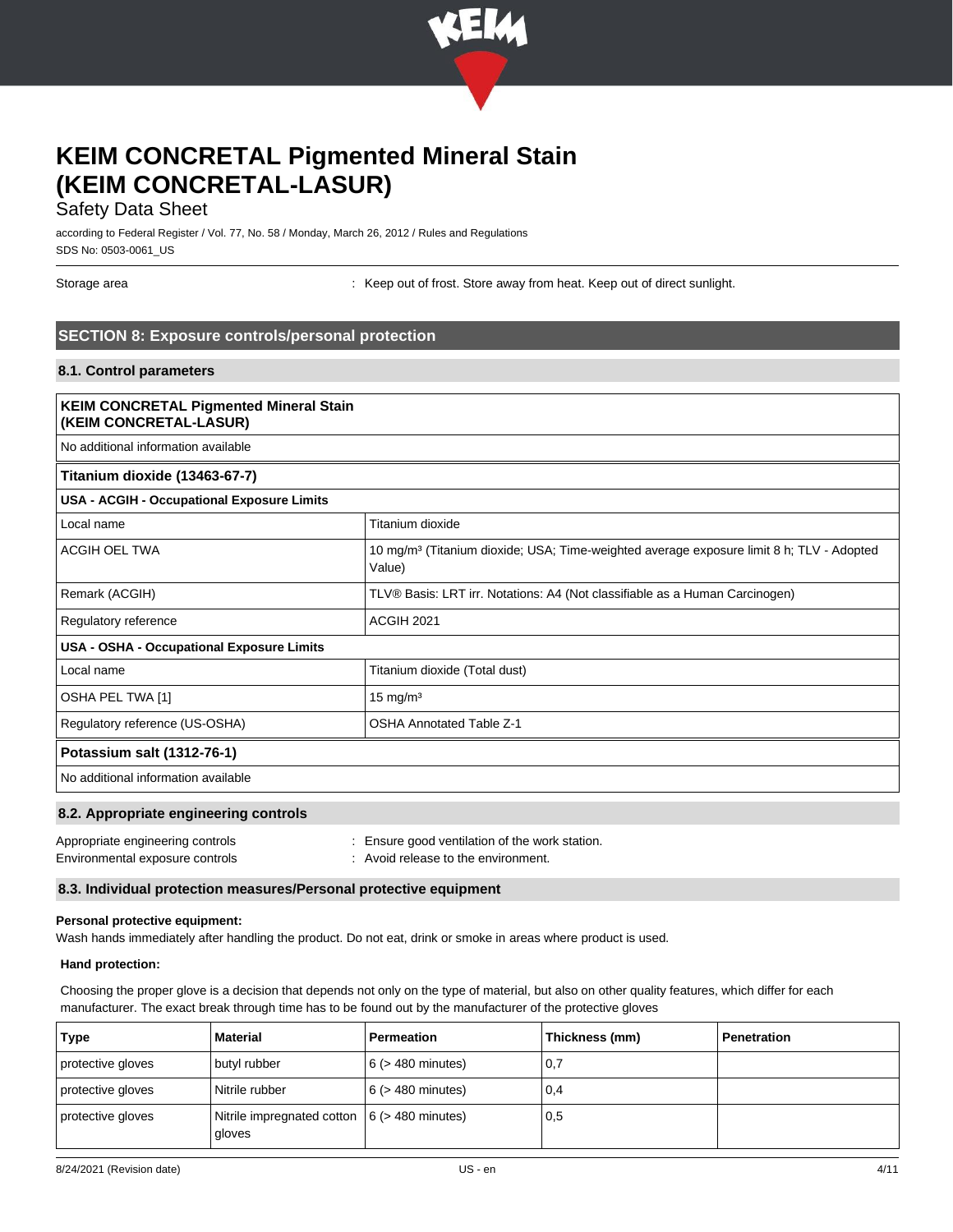Storage area : Keep out of frost. Store away from heat. Keep out of direct sunlight.

## SECTION 8: Exposure controls/personal protection

### 8.1. Control parameters

| KEIM CONCRETAL Pigmented Mineral Stain (KEIM CONCRETAL-LASUR) | |
|---|---|
| No additional information available | |
| **Titanium dioxide (13463-67-7)** | |
| **USA - ACGIH - Occupational Exposure Limits** | |
| Local name | Titanium dioxide |
| ACGIH OEL TWA | 10 mg/m³ (Titanium dioxide; USA; Time-weighted average exposure limit 8 h; TLV - Adopted Value) |
| Remark (ACGIH) | TLV® Basis: LRT irr. Notations: A4 (Not classifiable as a Human Carcinogen) |
| Regulatory reference | ACGIH 2021 |
| **USA - OSHA - Occupational Exposure Limits** | |
| Local name | Titanium dioxide (Total dust) |
| OSHA PEL TWA [1] | 15 mg/m³ |
| Regulatory reference (US-OSHA) | OSHA Annotated Table Z-1 |
| **Potassium salt (1312-76-1)** | |
| No additional information available | |

### 8.2. Appropriate engineering controls

Appropriate engineering controls : Ensure good ventilation of the work station.

Environmental exposure controls : Avoid release to the environment.

### 8.3. Individual protection measures/Personal protective equipment

**Personal protective equipment:**

Wash hands immediately after handling the product. Do not eat, drink or smoke in areas where product is used.

**Hand protection:**

Choosing the proper glove is a decision that depends not only on the type of material, but also on other quality features, which differ for each manufacturer. The exact break through time has to be found out by the manufacturer of the protective gloves

| Type | Material | Permeation | Thickness (mm) | Penetration |
|---|---|---|---|---|
| protective gloves | butyl rubber | 6 (> 480 minutes) | 0,7 | |
| protective gloves | Nitrile rubber | 6 (> 480 minutes) | 0,4 | |
| protective gloves | Nitrile impregnated cotton gloves | 6 (> 480 minutes) | 0,5 | |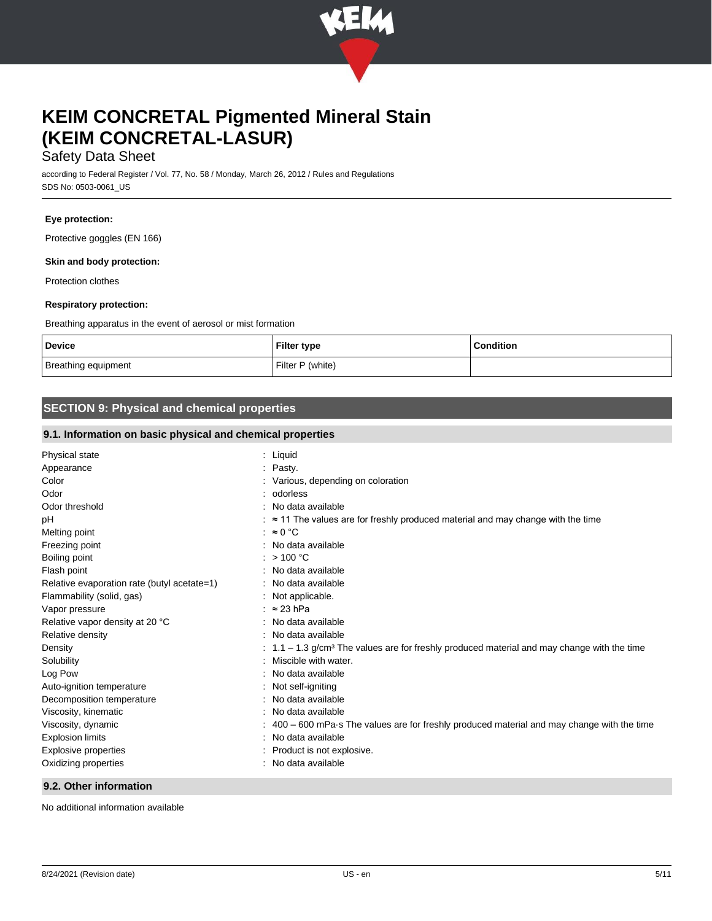**Eye protection:**

Protective goggles (EN 166)

**Skin and body protection:**

Protection clothes

**Respiratory protection:**

Breathing apparatus in the event of aerosol or mist formation

| Device | Filter type | Condition |
|---|---|---|
| Breathing equipment | Filter P (white) | |

## SECTION 9: Physical and chemical properties

### 9.1. Information on basic physical and chemical properties

| | |
|---|---|
| Physical state | : Liquid |
| Appearance | : Pasty. |
| Color | : Various, depending on coloration |
| Odor | : odorless |
| Odor threshold | : No data available |
| pH | : ≈ 11 The values are for freshly produced material and may change with the time |
| Melting point | : ≈ 0 °C |
| Freezing point | : No data available |
| Boiling point | : > 100 °C |
| Flash point | : No data available |
| Relative evaporation rate (butyl acetate=1) | : No data available |
| Flammability (solid, gas) | : Not applicable. |
| Vapor pressure | : ≈ 23 hPa |
| Relative vapor density at 20 °C | : No data available |
| Relative density | : No data available |
| Density | : 1.1 – 1.3 g/cm³ The values are for freshly produced material and may change with the time |
| Solubility | : Miscible with water. |
| Log Pow | : No data available |
| Auto-ignition temperature | : Not self-igniting |
| Decomposition temperature | : No data available |
| Viscosity, kinematic | : No data available |
| Viscosity, dynamic | : 400 – 600 mPa·s The values are for freshly produced material and may change with the time |
| Explosion limits | : No data available |
| Explosive properties | : Product is not explosive. |
| Oxidizing properties | : No data available |

### 9.2. Other information

No additional information available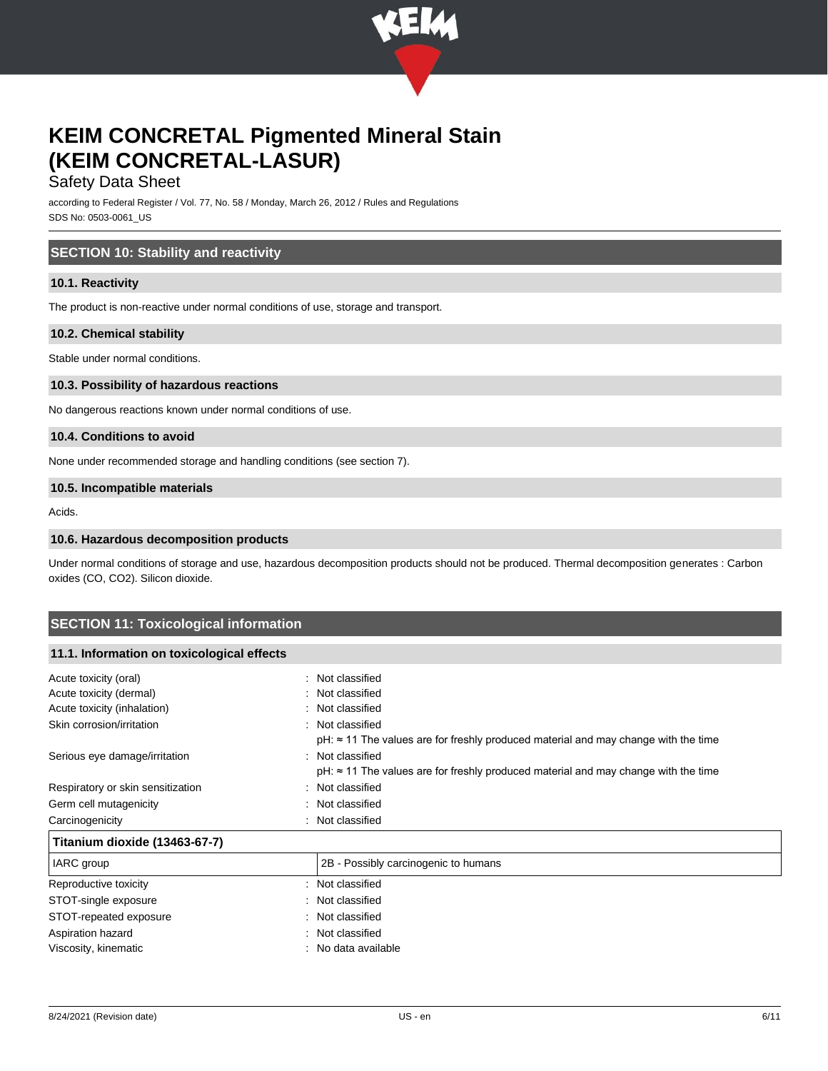## SECTION 10: Stability and reactivity

### 10.1. Reactivity

The product is non-reactive under normal conditions of use, storage and transport.

### 10.2. Chemical stability

Stable under normal conditions.

### 10.3. Possibility of hazardous reactions

No dangerous reactions known under normal conditions of use.

### 10.4. Conditions to avoid

None under recommended storage and handling conditions (see section 7).

### 10.5. Incompatible materials

Acids.

### 10.6. Hazardous decomposition products

Under normal conditions of storage and use, hazardous decomposition products should not be produced. Thermal decomposition generates : Carbon oxides (CO, $CO_2$). Silicon dioxide.

## SECTION 11: Toxicological information

### 11.1. Information on toxicological effects

| | |
|---|---|
| Acute toxicity (oral) | : Not classified |
| Acute toxicity (dermal) | : Not classified |
| Acute toxicity (inhalation) | : Not classified |
| Skin corrosion/irritation | : Not classified<br>pH: ≈ 11 The values are for freshly produced material and may change with the time |
| Serious eye damage/irritation | : Not classified<br>pH: ≈ 11 The values are for freshly produced material and may change with the time |
| Respiratory or skin sensitization | : Not classified |
| Germ cell mutagenicity | : Not classified |
| Carcinogenicity | : Not classified |

| Titanium dioxide (13463-67-7) | |
|---|---|
| IARC group | 2B - Possibly carcinogenic to humans |

| | |
|---|---|
| Reproductive toxicity | : Not classified |
| STOT-single exposure | : Not classified |
| STOT-repeated exposure | : Not classified |
| Aspiration hazard | : Not classified |
| Viscosity, kinematic | : No data available |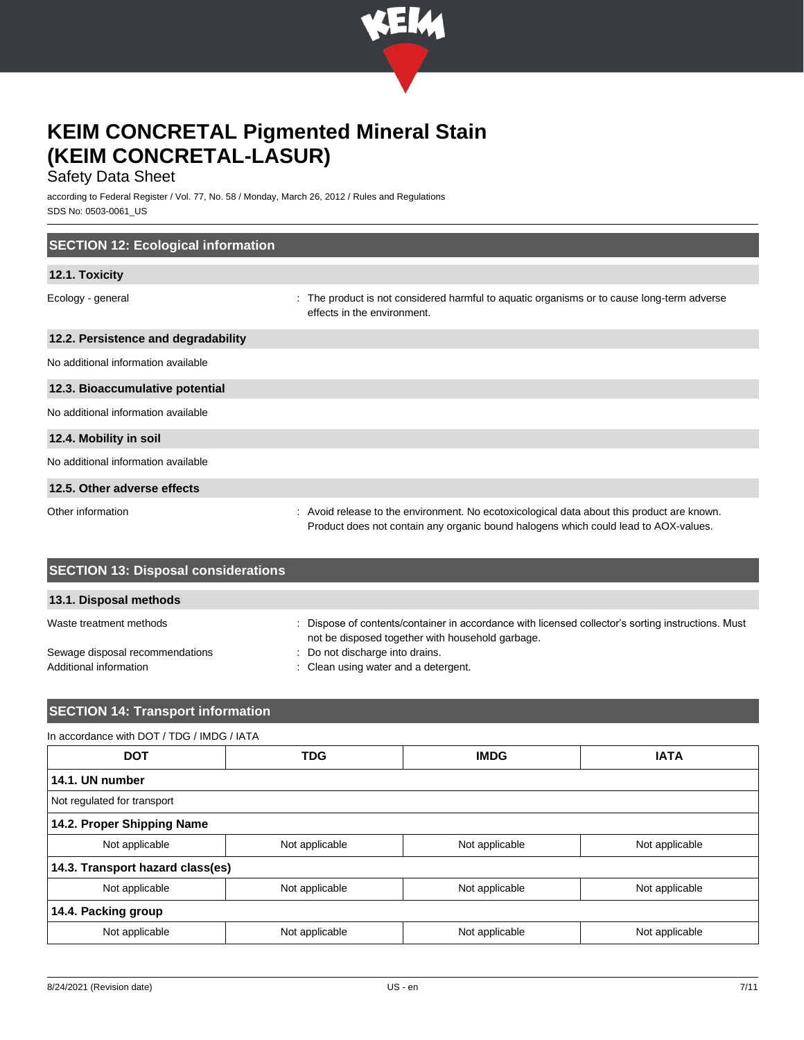## SECTION 12: Ecological information

### 12.1. Toxicity

Ecology - general : The product is not considered harmful to aquatic organisms or to cause long-term adverse effects in the environment.

### 12.2. Persistence and degradability

No additional information available

### 12.3. Bioaccumulative potential

No additional information available

### 12.4. Mobility in soil

No additional information available

### 12.5. Other adverse effects

Other information : Avoid release to the environment. No ecotoxicological data about this product are known. Product does not contain any organic bound halogens which could lead to AOX-values.

## SECTION 13: Disposal considerations

### 13.1. Disposal methods

Waste treatment methods : Dispose of contents/container in accordance with licensed collector's sorting instructions. Must not be disposed together with household garbage.

Sewage disposal recommendations : Do not discharge into drains.

Additional information : Clean using water and a detergent.

## SECTION 14: Transport information

In accordance with DOT / TDG / IMDG / IATA

| DOT | TDG | IMDG | IATA |
|---|---|---|---|
| **14.1. UN number** | | | |
| Not regulated for transport | | | |
| **14.2. Proper Shipping Name** | | | |
| Not applicable | Not applicable | Not applicable | Not applicable |
| **14.3. Transport hazard class(es)** | | | |
| Not applicable | Not applicable | Not applicable | Not applicable |
| **14.4. Packing group** | | | |
| Not applicable | Not applicable | Not applicable | Not applicable |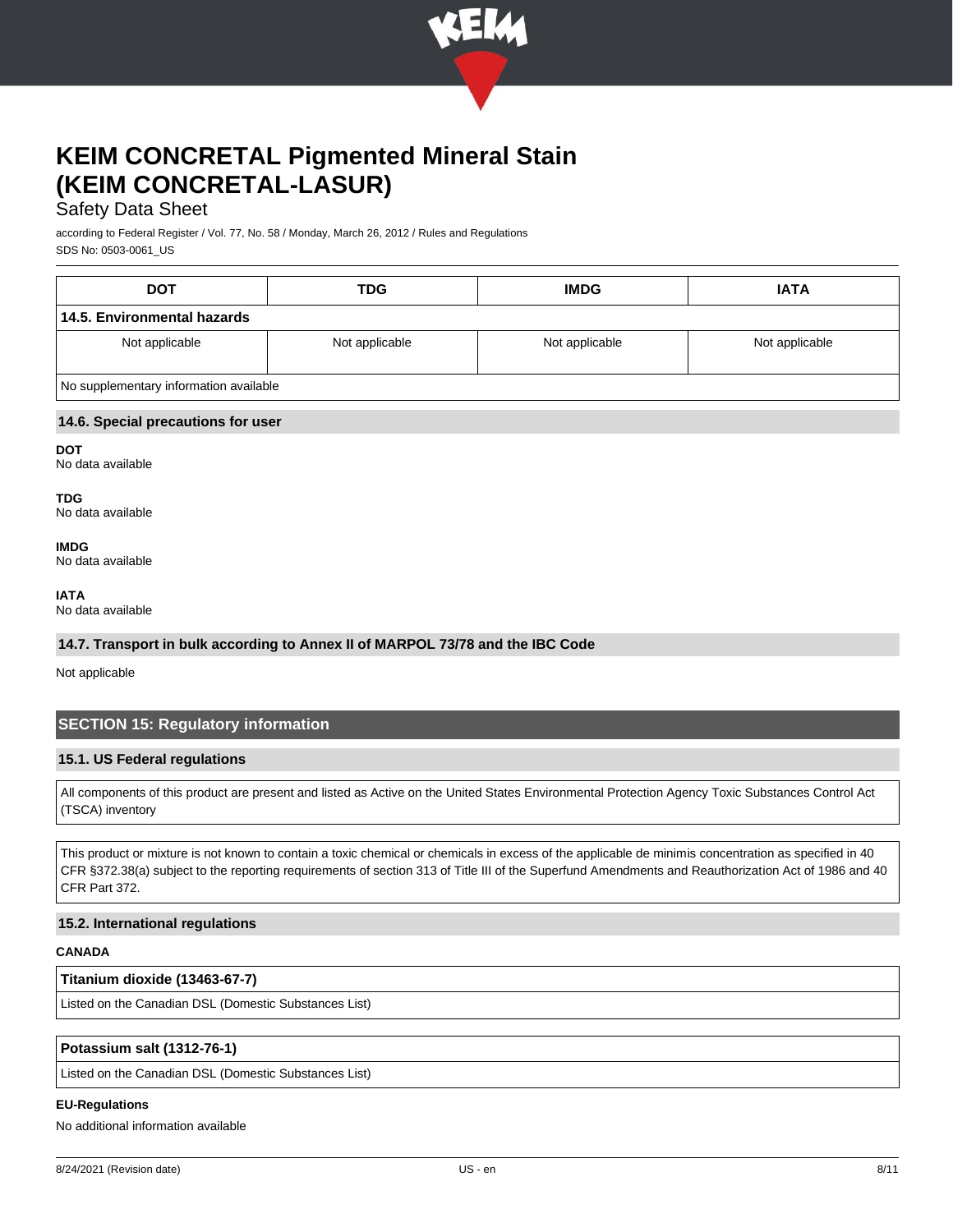| DOT | TDG | IMDG | IATA |
|---|---|---|---|
| **14.5. Environmental hazards** | | | |
| Not applicable | Not applicable | Not applicable | Not applicable |
| No supplementary information available | | | |

### 14.6. Special precautions for user

**DOT**
No data available

**TDG**
No data available

**IMDG**
No data available

**IATA**
No data available

### 14.7. Transport in bulk according to Annex II of MARPOL 73/78 and the IBC Code

Not applicable

## SECTION 15: Regulatory information

### 15.1. US Federal regulations

All components of this product are present and listed as Active on the United States Environmental Protection Agency Toxic Substances Control Act (TSCA) inventory

This product or mixture is not known to contain a toxic chemical or chemicals in excess of the applicable de minimis concentration as specified in 40 CFR §372.38(a) subject to the reporting requirements of section 313 of Title III of the Superfund Amendments and Reauthorization Act of 1986 and 40 CFR Part 372.

### 15.2. International regulations

**CANADA**

| Titanium dioxide (13463-67-7) |
|---|
| Listed on the Canadian DSL (Domestic Substances List) |

| Potassium salt (1312-76-1) |
|---|
| Listed on the Canadian DSL (Domestic Substances List) |

**EU-Regulations**

No additional information available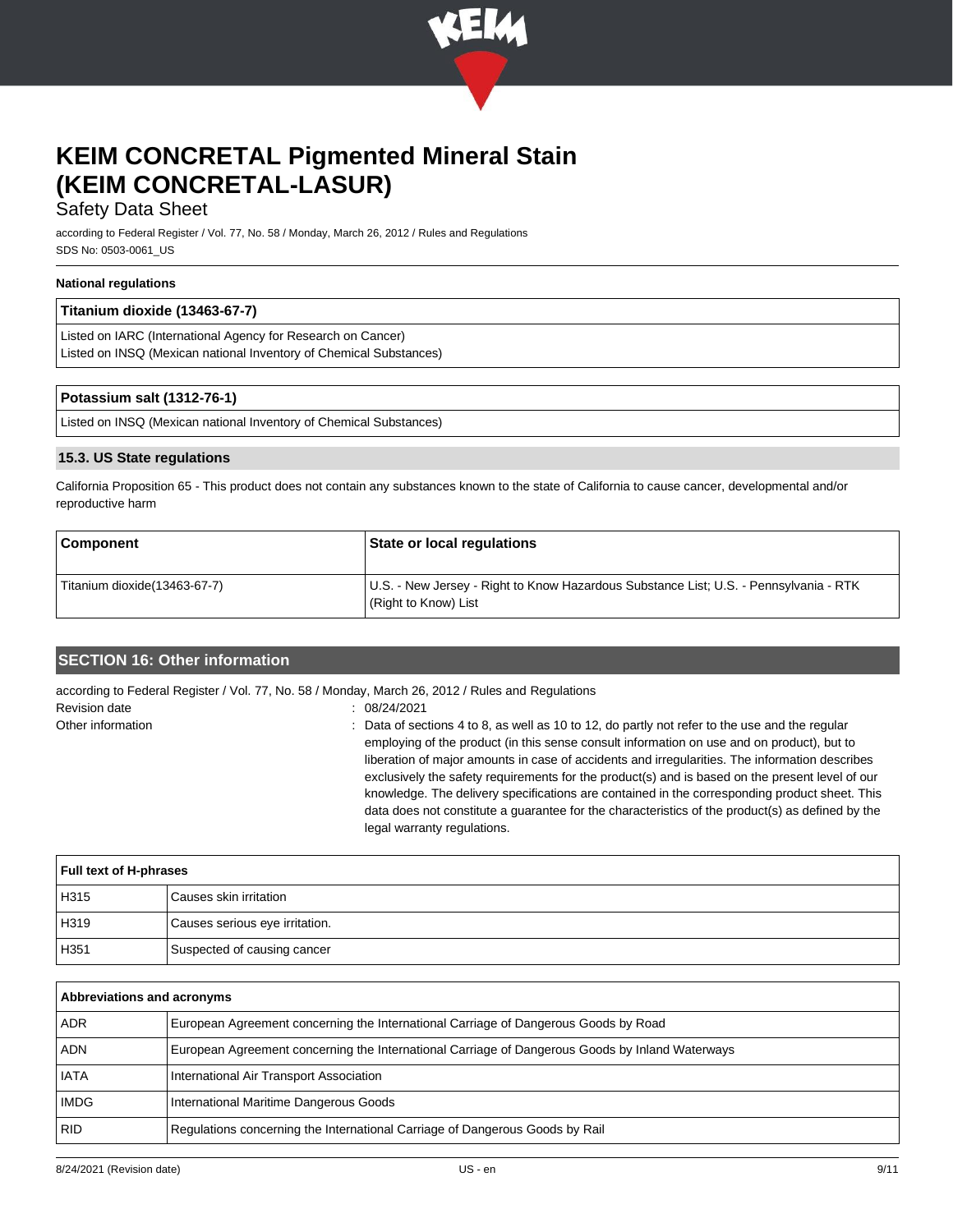**National regulations**

| Titanium dioxide (13463-67-7) |
| --- |
| Listed on IARC (International Agency for Research on Cancer)<br>Listed on INSQ (Mexican national Inventory of Chemical Substances) |

| Potassium salt (1312-76-1) |
| --- |
| Listed on INSQ (Mexican national Inventory of Chemical Substances) |

### 15.3. US State regulations

California Proposition 65 - This product does not contain any substances known to the state of California to cause cancer, developmental and/or reproductive harm

| Component | State or local regulations |
| --- | --- |
| Titanium dioxide(13463-67-7) | U.S. - New Jersey - Right to Know Hazardous Substance List; U.S. - Pennsylvania - RTK (Right to Know) List |

## SECTION 16: Other information

according to Federal Register / Vol. 77, No. 58 / Monday, March 26, 2012 / Rules and Regulations

Revision date : 08/24/2021

Other information : Data of sections 4 to 8, as well as 10 to 12, do partly not refer to the use and the regular employing of the product (in this sense consult information on use and on product), but to liberation of major amounts in case of accidents and irregularities. The information describes exclusively the safety requirements for the product(s) and is based on the present level of our knowledge. The delivery specifications are contained in the corresponding product sheet. This data does not constitute a guarantee for the characteristics of the product(s) as defined by the legal warranty regulations.

| Full text of H-phrases | |
| --- | --- |
| H315 | Causes skin irritation |
| H319 | Causes serious eye irritation. |
| H351 | Suspected of causing cancer |

| Abbreviations and acronyms | |
| --- | --- |
| ADR | European Agreement concerning the International Carriage of Dangerous Goods by Road |
| ADN | European Agreement concerning the International Carriage of Dangerous Goods by Inland Waterways |
| IATA | International Air Transport Association |
| IMDG | International Maritime Dangerous Goods |
| RID | Regulations concerning the International Carriage of Dangerous Goods by Rail |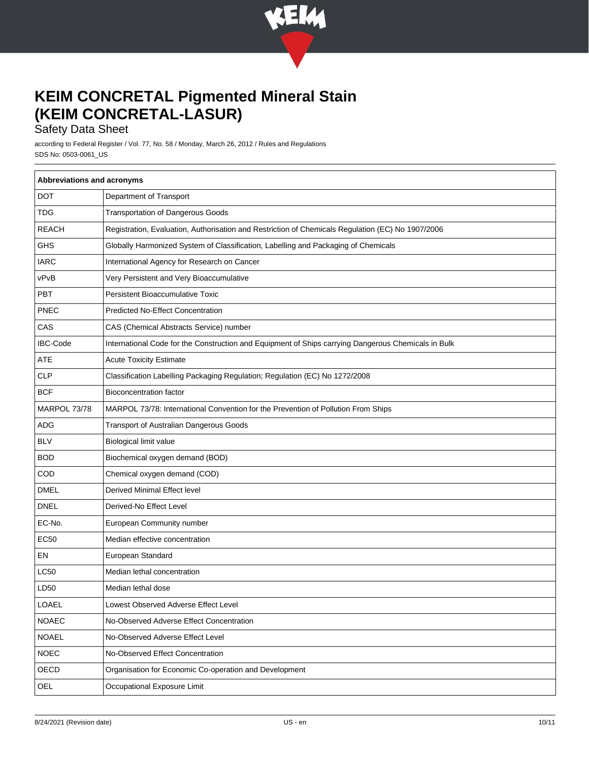# KEIM CONCRETAL Pigmented Mineral Stain (KEIM CONCRETAL-LASUR)

Safety Data Sheet

according to Federal Register / Vol. 77, No. 58 / Monday, March 26, 2012 / Rules and Regulations

SDS No: 0503-0061_US

| Abbreviations and acronyms | |
|---|---|
| DOT | Department of Transport |
| TDG | Transportation of Dangerous Goods |
| REACH | Registration, Evaluation, Authorisation and Restriction of Chemicals Regulation (EC) No 1907/2006 |
| GHS | Globally Harmonized System of Classification, Labelling and Packaging of Chemicals |
| IARC | International Agency for Research on Cancer |
| vPvB | Very Persistent and Very Bioaccumulative |
| PBT | Persistent Bioaccumulative Toxic |
| PNEC | Predicted No-Effect Concentration |
| CAS | CAS (Chemical Abstracts Service) number |
| IBC-Code | International Code for the Construction and Equipment of Ships carrying Dangerous Chemicals in Bulk |
| ATE | Acute Toxicity Estimate |
| CLP | Classification Labelling Packaging Regulation; Regulation (EC) No 1272/2008 |
| BCF | Bioconcentration factor |
| MARPOL 73/78 | MARPOL 73/78: International Convention for the Prevention of Pollution From Ships |
| ADG | Transport of Australian Dangerous Goods |
| BLV | Biological limit value |
| BOD | Biochemical oxygen demand (BOD) |
| COD | Chemical oxygen demand (COD) |
| DMEL | Derived Minimal Effect level |
| DNEL | Derived-No Effect Level |
| EC-No. | European Community number |
| EC50 | Median effective concentration |
| EN | European Standard |
| LC50 | Median lethal concentration |
| LD50 | Median lethal dose |
| LOAEL | Lowest Observed Adverse Effect Level |
| NOAEC | No-Observed Adverse Effect Concentration |
| NOAEL | No-Observed Adverse Effect Level |
| NOEC | No-Observed Effect Concentration |
| OECD | Organisation for Economic Co-operation and Development |
| OEL | Occupational Exposure Limit |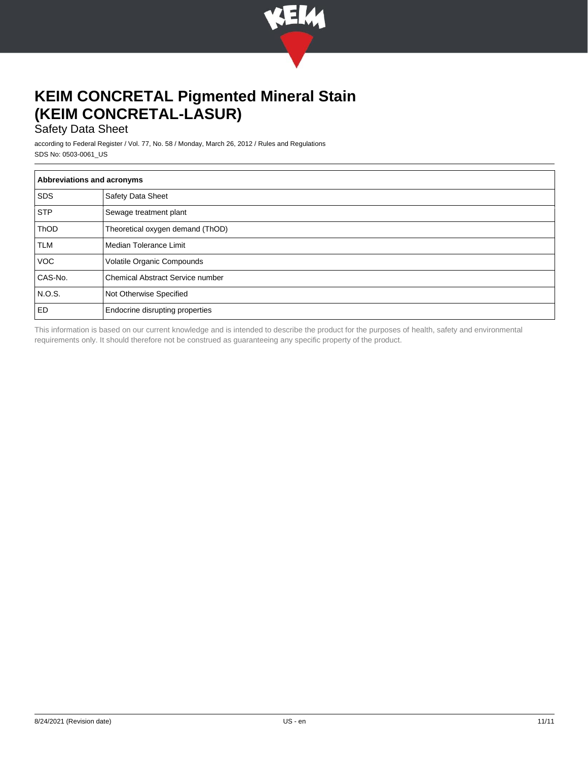# KEIM CONCRETAL Pigmented Mineral Stain (KEIM CONCRETAL-LASUR)

Safety Data Sheet

according to Federal Register / Vol. 77, No. 58 / Monday, March 26, 2012 / Rules and Regulations

SDS No: 0503-0061_US

| Abbreviations and acronyms | |
|---|---|
| SDS | Safety Data Sheet |
| STP | Sewage treatment plant |
| ThOD | Theoretical oxygen demand (ThOD) |
| TLM | Median Tolerance Limit |
| VOC | Volatile Organic Compounds |
| CAS-No. | Chemical Abstract Service number |
| N.O.S. | Not Otherwise Specified |
| ED | Endocrine disrupting properties |

This information is based on our current knowledge and is intended to describe the product for the purposes of health, safety and environmental requirements only. It should therefore not be construed as guaranteeing any specific property of the product.